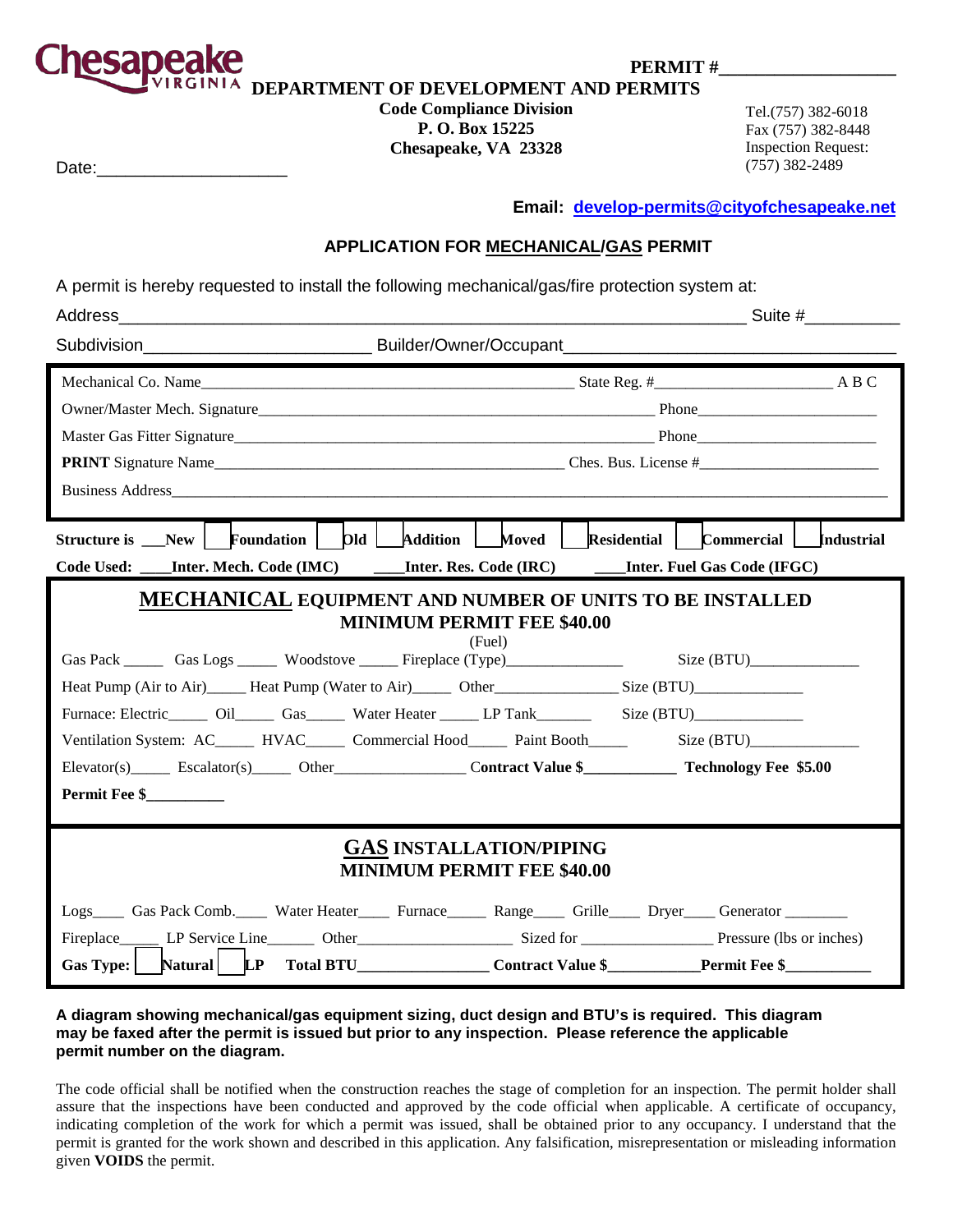Chesapeake VIRGINIA

**PERMIT #__________________**

**DEPARTMENT OF DEVELOPMENT AND PERMITS**

**Code Compliance Division**
**P. O. Box 15225**
**Chesapeake, VA 23328**

Tel.(757) 382-6018
Fax (757) 382-8448
Inspection Request:
(757) 382-2489

Date:____________________

**Email: develop-permits@cityofchesapeake.net**

## APPLICATION FOR MECHANICAL/GAS PERMIT

A permit is hereby requested to install the following mechanical/gas/fire protection system at:

Address__________________________________________________________ Suite #__________

Subdivision________________________ Builder/Owner/Occupant__________________________________

Mechanical Co. Name______________________________________________ State Reg. #______________________ A B C

Owner/Master Mech. Signature______________________________________________ Phone________________________

Master Gas Fitter Signature______________________________________________ Phone________________________

**PRINT** Signature Name______________________________________________ Ches. Bus. License #______________________

Business Address______________________________________________________________________________

**Structure is ___New ☐ Foundation ☐ Old ☐ Addition ☐ Moved ☐ Residential ☐ Commercial ☐ Industrial**

**Code Used: ____Inter. Mech. Code (IMC) ____Inter. Res. Code (IRC) ____Inter. Fuel Gas Code (IFGC)**

### MECHANICAL EQUIPMENT AND NUMBER OF UNITS TO BE INSTALLED
**MINIMUM PERMIT FEE $40.00**

Gas Pack _____ Gas Logs _____ Woodstove _____ Fireplace (Type) (Fuel)_______________ Size (BTU)______________

Heat Pump (Air to Air)_____ Heat Pump (Water to Air)_____ Other________________ Size (BTU)______________

Furnace: Electric_____ Oil_____ Gas_____ Water Heater _____ LP Tank_______ Size (BTU)______________

Ventilation System: AC_____ HVAC_____ Commercial Hood_____ Paint Booth_____ Size (BTU)______________

Elevator(s)_____ Escalator(s)_____ Other_________________ **Contract Value $____________ Technology Fee $5.00**

**Permit Fee $__________**

### GAS INSTALLATION/PIPING
**MINIMUM PERMIT FEE $40.00**

Logs____ Gas Pack Comb.____ Water Heater____ Furnace_____ Range____ Grille____ Dryer____ Generator ________

Fireplace_____ LP Service Line______ Other____________________ Sized for ________________ Pressure (lbs or inches)

**Gas Type: ☐ Natural ☐ LP Total BTU________________ Contract Value $___________Permit Fee $___________**

**A diagram showing mechanical/gas equipment sizing, duct design and BTU's is required. This diagram may be faxed after the permit is issued but prior to any inspection. Please reference the applicable permit number on the diagram.**

The code official shall be notified when the construction reaches the stage of completion for an inspection. The permit holder shall assure that the inspections have been conducted and approved by the code official when applicable. A certificate of occupancy, indicating completion of the work for which a permit was issued, shall be obtained prior to any occupancy. I understand that the permit is granted for the work shown and described in this application. Any falsification, misrepresentation or misleading information given **VOIDS** the permit.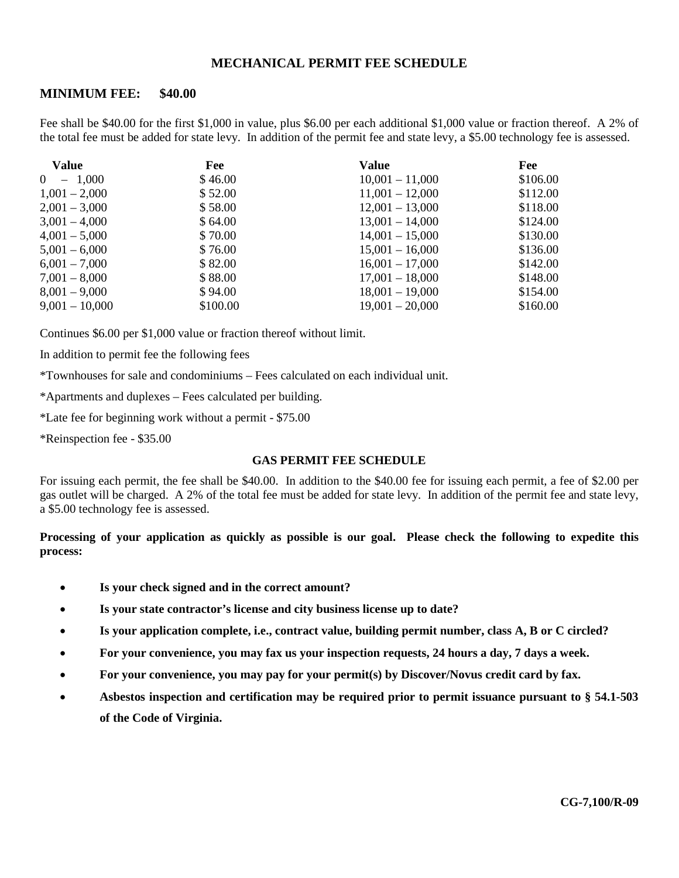## MECHANICAL PERMIT FEE SCHEDULE

**MINIMUM FEE: $40.00**

Fee shall be $40.00 for the first $1,000 in value, plus $6.00 per each additional $1,000 value or fraction thereof. A 2% of the total fee must be added for state levy. In addition of the permit fee and state levy, a $5.00 technology fee is assessed.

| Value | Fee | Value | Fee |
|---|---|---|---|
| 0 – 1,000 | $ 46.00 | 10,001 – 11,000 | $106.00 |
| 1,001 – 2,000 | $ 52.00 | 11,001 – 12,000 | $112.00 |
| 2,001 – 3,000 | $ 58.00 | 12,001 – 13,000 | $118.00 |
| 3,001 – 4,000 | $ 64.00 | 13,001 – 14,000 | $124.00 |
| 4,001 – 5,000 | $ 70.00 | 14,001 – 15,000 | $130.00 |
| 5,001 – 6,000 | $ 76.00 | 15,001 – 16,000 | $136.00 |
| 6,001 – 7,000 | $ 82.00 | 16,001 – 17,000 | $142.00 |
| 7,001 – 8,000 | $ 88.00 | 17,001 – 18,000 | $148.00 |
| 8,001 – 9,000 | $ 94.00 | 18,001 – 19,000 | $154.00 |
| 9,001 – 10,000 | $100.00 | 19,001 – 20,000 | $160.00 |

Continues $6.00 per $1,000 value or fraction thereof without limit.

In addition to permit fee the following fees

*Townhouses for sale and condominiums – Fees calculated on each individual unit.

*Apartments and duplexes – Fees calculated per building.

*Late fee for beginning work without a permit - $75.00

*Reinspection fee - $35.00

### GAS PERMIT FEE SCHEDULE

For issuing each permit, the fee shall be $40.00. In addition to the $40.00 fee for issuing each permit, a fee of $2.00 per gas outlet will be charged. A 2% of the total fee must be added for state levy. In addition of the permit fee and state levy, a $5.00 technology fee is assessed.

**Processing of your application as quickly as possible is our goal. Please check the following to expedite this process:**

- **Is your check signed and in the correct amount?**
- **Is your state contractor's license and city business license up to date?**
- **Is your application complete, i.e., contract value, building permit number, class A, B or C circled?**
- **For your convenience, you may fax us your inspection requests, 24 hours a day, 7 days a week.**
- **For your convenience, you may pay for your permit(s) by Discover/Novus credit card by fax.**
- **Asbestos inspection and certification may be required prior to permit issuance pursuant to § 54.1-503 of the Code of Virginia.**

**CG-7,100/R-09**